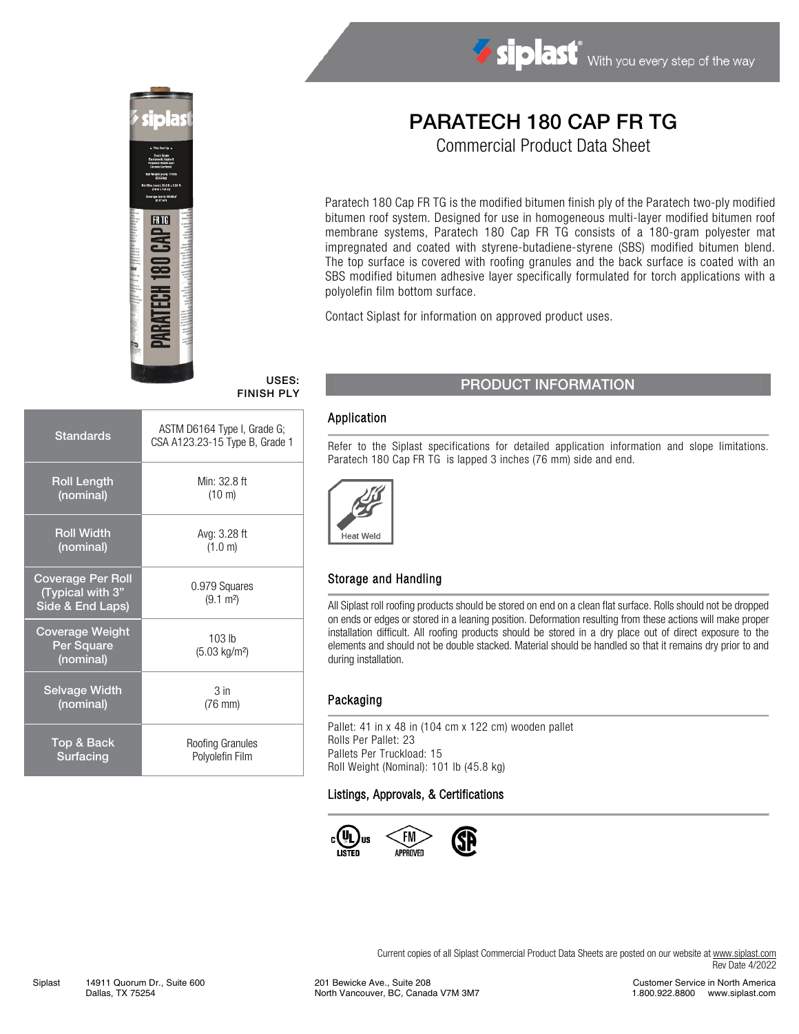# PARATECH 180 CAP FR TG

## Commercial Product Data Sheet

Paratech 180 Cap FR TG is the modified bitumen finish ply of the Paratech two-ply modified bitumen roof system. Designed for use in homogeneous multi-layer modified bitumen roof membrane systems, Paratech 180 Cap FR TG consists of a 180-gram polyester mat impregnated and coated with styrene-butadiene-styrene (SBS) modified bitumen blend. The top surface is covered with roofing granules and the back surface is coated with an SBS modified bitumen adhesive layer specifically formulated for torch applications with a polyolefin film bottom surface.

Contact Siplast for information on approved product uses.

**USES: FINISH PLY**

| | |
|---|---|
| Standards | ASTM D6164 Type I, Grade G; CSA A123.23-15 Type B, Grade 1 |
| Roll Length (nominal) | Min: 32.8 ft (10 m) |
| Roll Width (nominal) | Avg: 3.28 ft (1.0 m) |
| Coverage Per Roll (Typical with 3" Side & End Laps) | 0.979 Squares (9.1 m²) |
| Coverage Weight Per Square (nominal) | 103 lb (5.03 kg/m²) |
| Selvage Width (nominal) | 3 in (76 mm) |
| Top & Back Surfacing | Roofing Granules Polyolefin Film |

## PRODUCT INFORMATION

### Application

Refer to the Siplast specifications for detailed application information and slope limitations. Paratech 180 Cap FR TG is lapped 3 inches (76 mm) side and end.

Heat Weld

### Storage and Handling

All Siplast roll roofing products should be stored on end on a clean flat surface. Rolls should not be dropped on ends or edges or stored in a leaning position. Deformation resulting from these actions will make proper installation difficult. All roofing products should be stored in a dry place out of direct exposure to the elements and should not be double stacked. Material should be handled so that it remains dry prior to and during installation.

### Packaging

Pallet: 41 in x 48 in (104 cm x 122 cm) wooden pallet
Rolls Per Pallet: 23
Pallets Per Truckload: 15
Roll Weight (Nominal): 101 lb (45.8 kg)

### Listings, Approvals, & Certifications

UL Listed, FM Approved, CSA

Current copies of all Siplast Commercial Product Data Sheets are posted on our website at www.siplast.com
Rev Date 4/2022

Siplast 14911 Quorum Dr., Suite 600, Dallas, TX 75254
201 Bewicke Ave., Suite 208, North Vancouver, BC, Canada V7M 3M7
Customer Service in North America 1.800.922.8800 www.siplast.com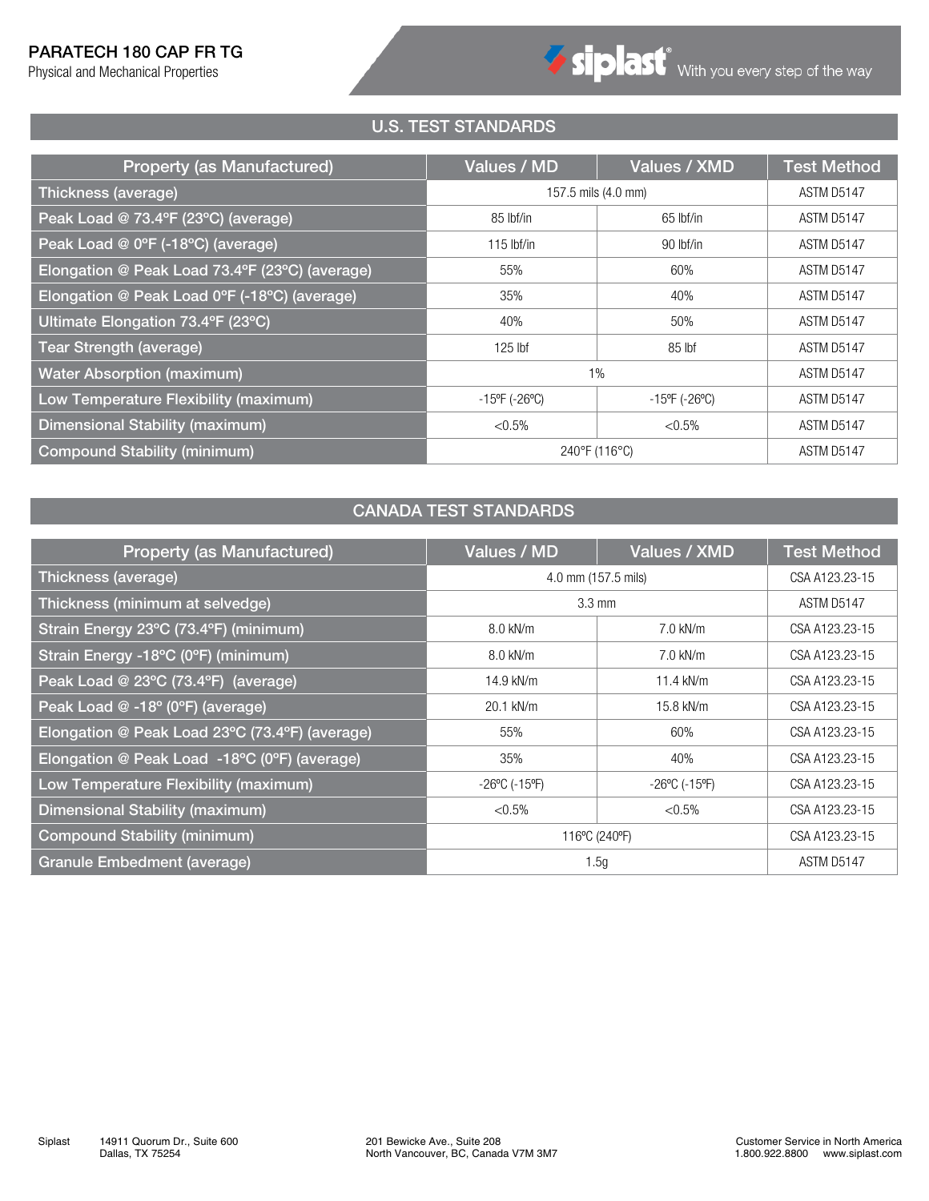# PARATECH 180 CAP FR TG

Physical and Mechanical Properties

## U.S. TEST STANDARDS

| Property (as Manufactured) | Values / MD | Values / XMD | Test Method |
|---|---|---|---|
| Thickness (average) | 157.5 mils (4.0 mm) | | ASTM D5147 |
| Peak Load @ 73.4ºF (23ºC) (average) | 85 lbf/in | 65 lbf/in | ASTM D5147 |
| Peak Load @ 0ºF (-18ºC) (average) | 115 lbf/in | 90 lbf/in | ASTM D5147 |
| Elongation @ Peak Load 73.4ºF (23ºC) (average) | 55% | 60% | ASTM D5147 |
| Elongation @ Peak Load 0ºF (-18ºC) (average) | 35% | 40% | ASTM D5147 |
| Ultimate Elongation 73.4ºF (23ºC) | 40% | 50% | ASTM D5147 |
| Tear Strength (average) | 125 lbf | 85 lbf | ASTM D5147 |
| Water Absorption (maximum) | 1% | | ASTM D5147 |
| Low Temperature Flexibility (maximum) | -15ºF (-26ºC) | -15ºF (-26ºC) | ASTM D5147 |
| Dimensional Stability (maximum) | <0.5% | <0.5% | ASTM D5147 |
| Compound Stability (minimum) | 240°F (116°C) | | ASTM D5147 |

## CANADA TEST STANDARDS

| Property (as Manufactured) | Values / MD | Values / XMD | Test Method |
|---|---|---|---|
| Thickness (average) | 4.0 mm (157.5 mils) | | CSA A123.23-15 |
| Thickness (minimum at selvedge) | 3.3 mm | | ASTM D5147 |
| Strain Energy 23ºC (73.4ºF) (minimum) | 8.0 kN/m | 7.0 kN/m | CSA A123.23-15 |
| Strain Energy -18ºC (0ºF) (minimum) | 8.0 kN/m | 7.0 kN/m | CSA A123.23-15 |
| Peak Load @ 23ºC (73.4ºF) (average) | 14.9 kN/m | 11.4 kN/m | CSA A123.23-15 |
| Peak Load @ -18º (0ºF) (average) | 20.1 kN/m | 15.8 kN/m | CSA A123.23-15 |
| Elongation @ Peak Load 23ºC (73.4ºF) (average) | 55% | 60% | CSA A123.23-15 |
| Elongation @ Peak Load -18ºC (0ºF) (average) | 35% | 40% | CSA A123.23-15 |
| Low Temperature Flexibility (maximum) | -26ºC (-15ºF) | -26ºC (-15ºF) | CSA A123.23-15 |
| Dimensional Stability (maximum) | <0.5% | <0.5% | CSA A123.23-15 |
| Compound Stability (minimum) | 116ºC (240ºF) | | CSA A123.23-15 |
| Granule Embedment (average) | 1.5g | | ASTM D5147 |

Siplast 14911 Quorum Dr., Suite 600
Dallas, TX 75254

201 Bewicke Ave., Suite 208
North Vancouver, BC, Canada V7M 3M7

Customer Service in North America
1.800.922.8800 www.siplast.com